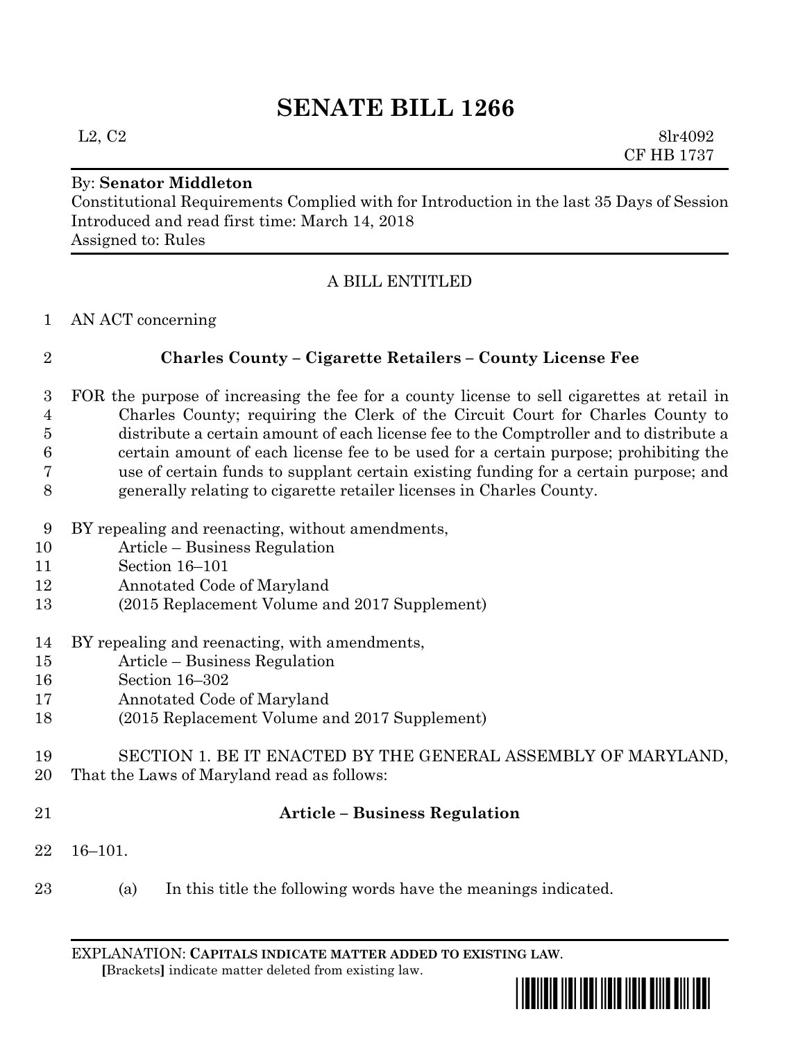# SENATE BILL 1266

L2, C2 8lr4092
CF HB 1737

By: **Senator Middleton**
Constitutional Requirements Complied with for Introduction in the last 35 Days of Session
Introduced and read first time: March 14, 2018
Assigned to: Rules

A BILL ENTITLED

1 AN ACT concerning

2 **Charles County – Cigarette Retailers – County License Fee**

3 FOR the purpose of increasing the fee for a county license to sell cigarettes at retail in
4 Charles County; requiring the Clerk of the Circuit Court for Charles County to
5 distribute a certain amount of each license fee to the Comptroller and to distribute a
6 certain amount of each license fee to be used for a certain purpose; prohibiting the
7 use of certain funds to supplant certain existing funding for a certain purpose; and
8 generally relating to cigarette retailer licenses in Charles County.

9 BY repealing and reenacting, without amendments,
10 Article – Business Regulation
11 Section 16–101
12 Annotated Code of Maryland
13 (2015 Replacement Volume and 2017 Supplement)

14 BY repealing and reenacting, with amendments,
15 Article – Business Regulation
16 Section 16–302
17 Annotated Code of Maryland
18 (2015 Replacement Volume and 2017 Supplement)

19 SECTION 1. BE IT ENACTED BY THE GENERAL ASSEMBLY OF MARYLAND,
20 That the Laws of Maryland read as follows:

21 **Article – Business Regulation**

22 16–101.

23 (a) In this title the following words have the meanings indicated.

EXPLANATION: **CAPITALS INDICATE MATTER ADDED TO EXISTING LAW**.
[Brackets] indicate matter deleted from existing law.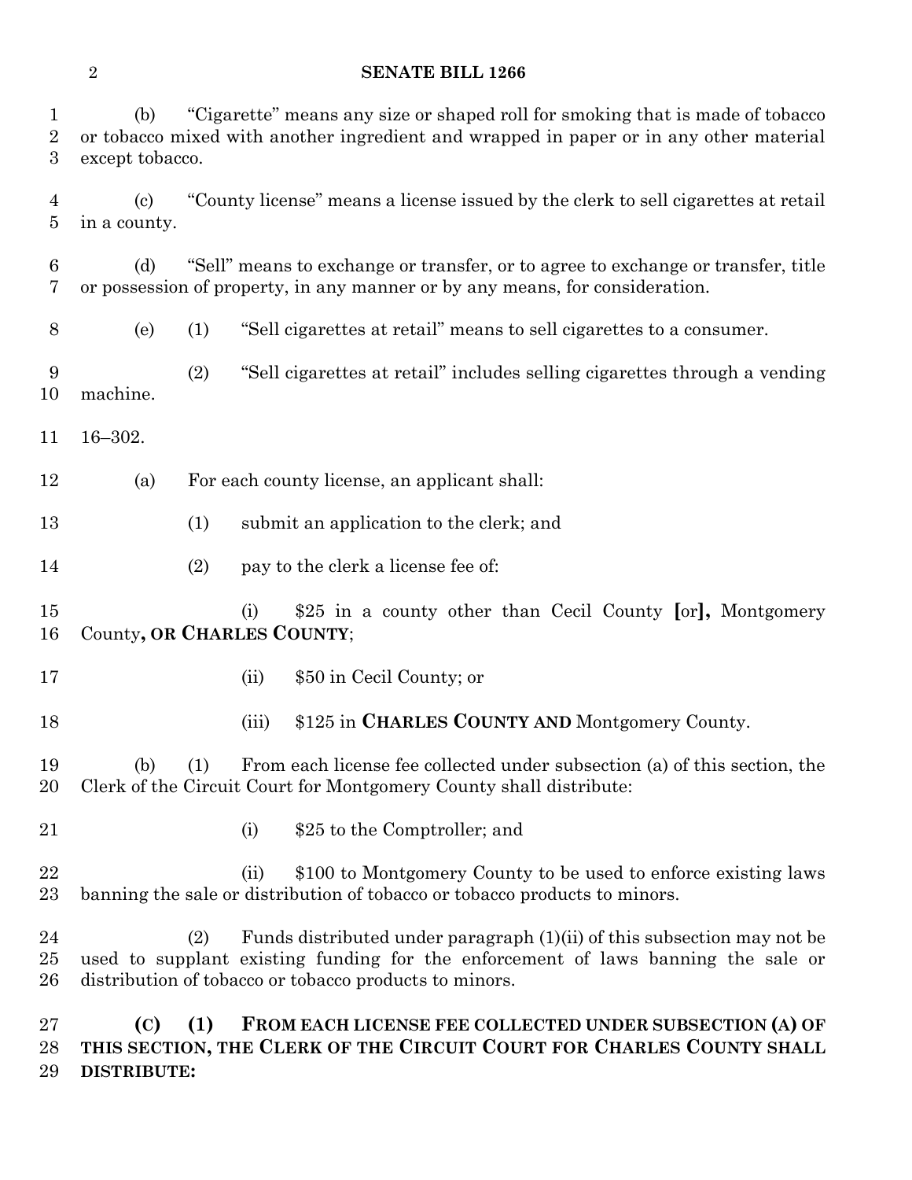(b) "Cigarette" means any size or shaped roll for smoking that is made of tobacco or tobacco mixed with another ingredient and wrapped in paper or in any other material except tobacco.

(c) "County license" means a license issued by the clerk to sell cigarettes at retail in a county.

(d) "Sell" means to exchange or transfer, or to agree to exchange or transfer, title or possession of property, in any manner or by any means, for consideration.

(e) (1) "Sell cigarettes at retail" means to sell cigarettes to a consumer.

(2) "Sell cigarettes at retail" includes selling cigarettes through a vending machine.

16–302.

(a) For each county license, an applicant shall:

(1) submit an application to the clerk; and

(2) pay to the clerk a license fee of:

(i) $25 in a county other than Cecil County [or]**,** Montgomery County**, OR CHARLES COUNTY**;

(ii) $50 in Cecil County; or

(iii) $125 in **CHARLES COUNTY AND** Montgomery County.

(b) (1) From each license fee collected under subsection (a) of this section, the Clerk of the Circuit Court for Montgomery County shall distribute:

(i) $25 to the Comptroller; and

(ii) $100 to Montgomery County to be used to enforce existing laws banning the sale or distribution of tobacco or tobacco products to minors.

(2) Funds distributed under paragraph (1)(ii) of this subsection may not be used to supplant existing funding for the enforcement of laws banning the sale or distribution of tobacco or tobacco products to minors.

**(C) (1) FROM EACH LICENSE FEE COLLECTED UNDER SUBSECTION (A) OF THIS SECTION, THE CLERK OF THE CIRCUIT COURT FOR CHARLES COUNTY SHALL DISTRIBUTE:**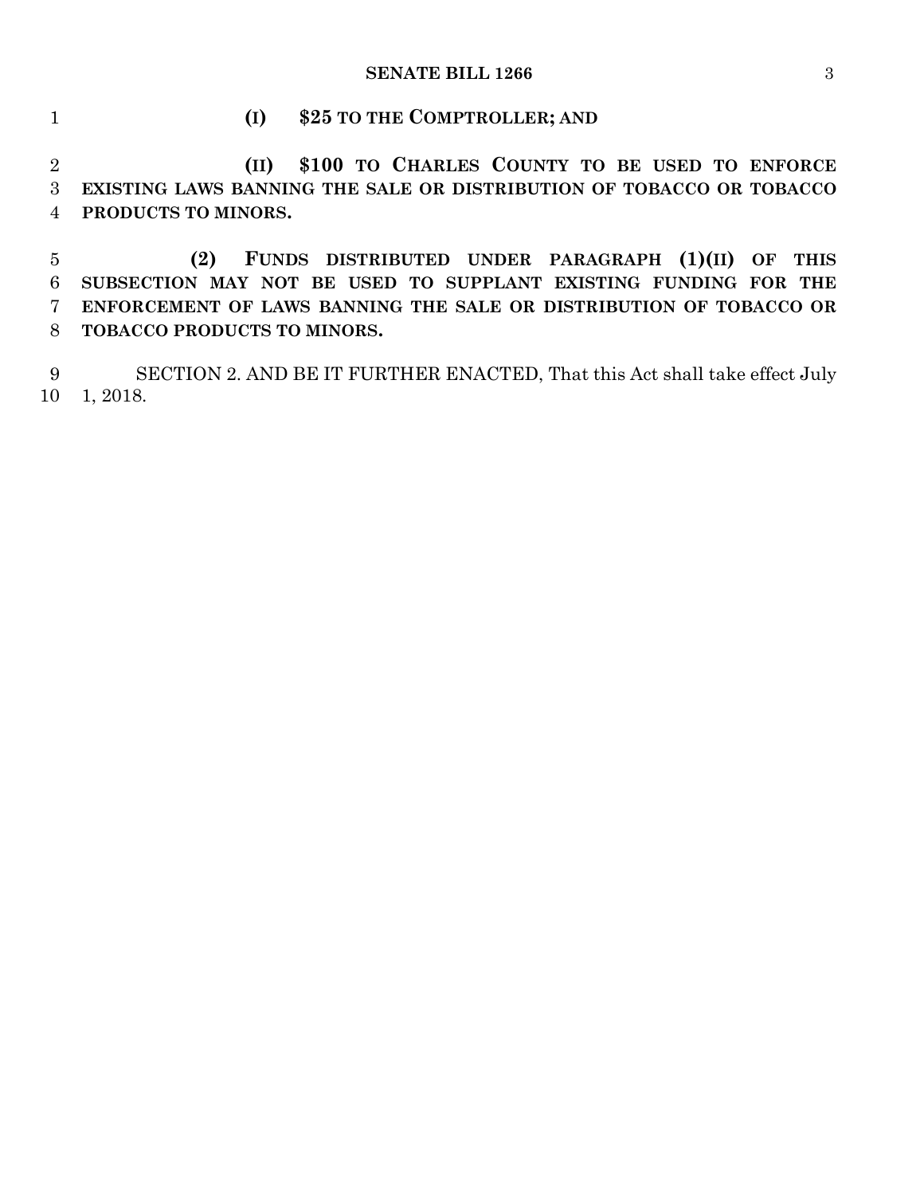**(I) $25 TO THE COMPTROLLER; AND**

**(II) $100 TO CHARLES COUNTY TO BE USED TO ENFORCE EXISTING LAWS BANNING THE SALE OR DISTRIBUTION OF TOBACCO OR TOBACCO PRODUCTS TO MINORS.**

**(2) FUNDS DISTRIBUTED UNDER PARAGRAPH (1)(II) OF THIS SUBSECTION MAY NOT BE USED TO SUPPLANT EXISTING FUNDING FOR THE ENFORCEMENT OF LAWS BANNING THE SALE OR DISTRIBUTION OF TOBACCO OR TOBACCO PRODUCTS TO MINORS.**

SECTION 2. AND BE IT FURTHER ENACTED, That this Act shall take effect July 1, 2018.